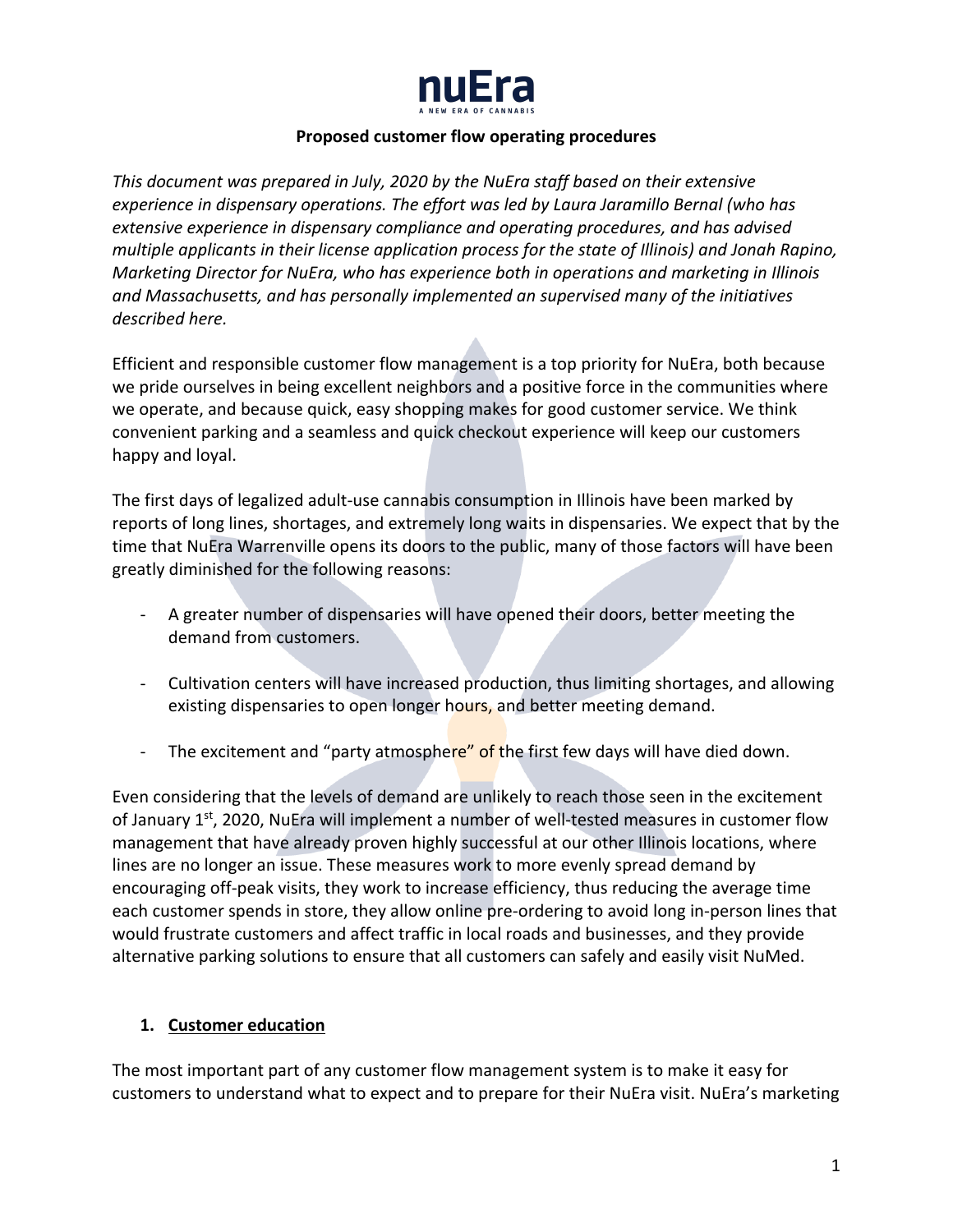# nuEra

A NEW ERA OF CANNABIS

**Proposed customer flow operating procedures**

*This document was prepared in July, 2020 by the NuEra staff based on their extensive experience in dispensary operations. The effort was led by Laura Jaramillo Bernal (who has extensive experience in dispensary compliance and operating procedures, and has advised multiple applicants in their license application process for the state of Illinois) and Jonah Rapino, Marketing Director for NuEra, who has experience both in operations and marketing in Illinois and Massachusetts, and has personally implemented an supervised many of the initiatives described here.*

Efficient and responsible customer flow management is a top priority for NuEra, both because we pride ourselves in being excellent neighbors and a positive force in the communities where we operate, and because quick, easy shopping makes for good customer service. We think convenient parking and a seamless and quick checkout experience will keep our customers happy and loyal.

The first days of legalized adult-use cannabis consumption in Illinois have been marked by reports of long lines, shortages, and extremely long waits in dispensaries. We expect that by the time that NuEra Warrenville opens its doors to the public, many of those factors will have been greatly diminished for the following reasons:

- A greater number of dispensaries will have opened their doors, better meeting the demand from customers.
- Cultivation centers will have increased production, thus limiting shortages, and allowing existing dispensaries to open longer hours, and better meeting demand.
- The excitement and "party atmosphere" of the first few days will have died down.

Even considering that the levels of demand are unlikely to reach those seen in the excitement of January 1st, 2020, NuEra will implement a number of well-tested measures in customer flow management that have already proven highly successful at our other Illinois locations, where lines are no longer an issue. These measures work to more evenly spread demand by encouraging off-peak visits, they work to increase efficiency, thus reducing the average time each customer spends in store, they allow online pre-ordering to avoid long in-person lines that would frustrate customers and affect traffic in local roads and businesses, and they provide alternative parking solutions to ensure that all customers can safely and easily visit NuMed.

1. **Customer education**

The most important part of any customer flow management system is to make it easy for customers to understand what to expect and to prepare for their NuEra visit. NuEra's marketing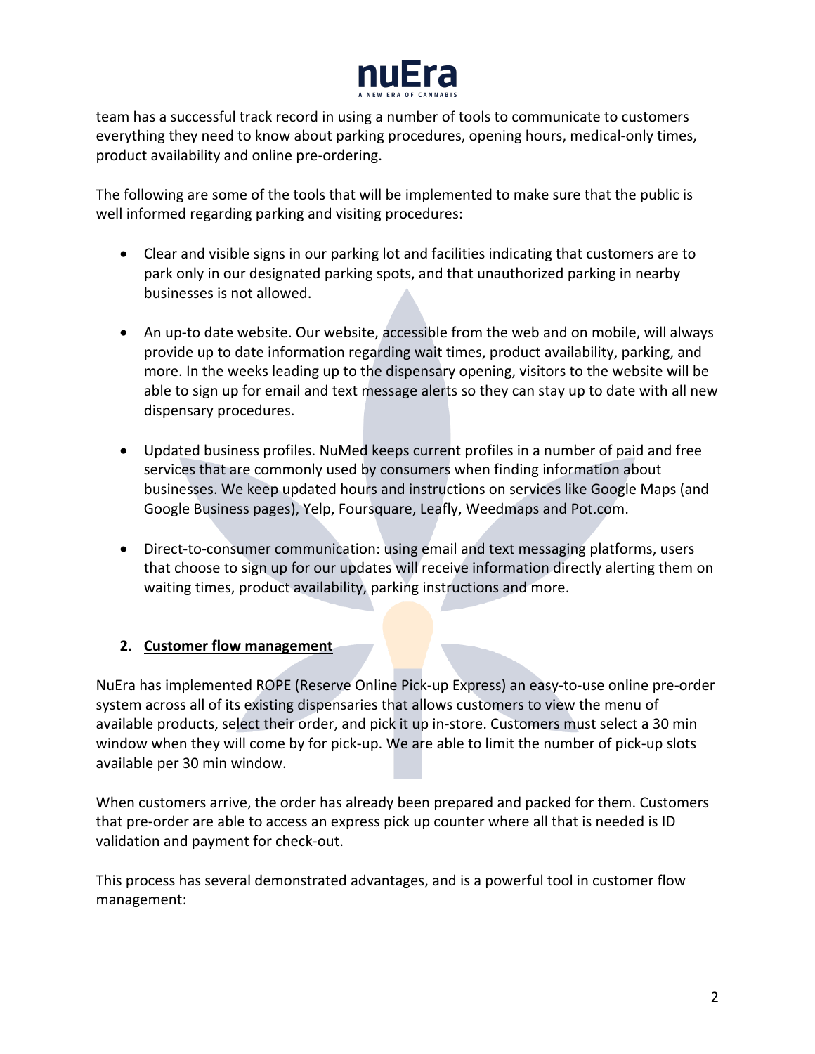team has a successful track record in using a number of tools to communicate to customers everything they need to know about parking procedures, opening hours, medical-only times, product availability and online pre-ordering.

The following are some of the tools that will be implemented to make sure that the public is well informed regarding parking and visiting procedures:

- Clear and visible signs in our parking lot and facilities indicating that customers are to park only in our designated parking spots, and that unauthorized parking in nearby businesses is not allowed.

- An up-to date website. Our website, accessible from the web and on mobile, will always provide up to date information regarding wait times, product availability, parking, and more. In the weeks leading up to the dispensary opening, visitors to the website will be able to sign up for email and text message alerts so they can stay up to date with all new dispensary procedures.

- Updated business profiles. NuMed keeps current profiles in a number of paid and free services that are commonly used by consumers when finding information about businesses. We keep updated hours and instructions on services like Google Maps (and Google Business pages), Yelp, Foursquare, Leafly, Weedmaps and Pot.com.

- Direct-to-consumer communication: using email and text messaging platforms, users that choose to sign up for our updates will receive information directly alerting them on waiting times, product availability, parking instructions and more.

## 2. Customer flow management

NuEra has implemented ROPE (Reserve Online Pick-up Express) an easy-to-use online pre-order system across all of its existing dispensaries that allows customers to view the menu of available products, select their order, and pick it up in-store. Customers must select a 30 min window when they will come by for pick-up. We are able to limit the number of pick-up slots available per 30 min window.

When customers arrive, the order has already been prepared and packed for them. Customers that pre-order are able to access an express pick up counter where all that is needed is ID validation and payment for check-out.

This process has several demonstrated advantages, and is a powerful tool in customer flow management: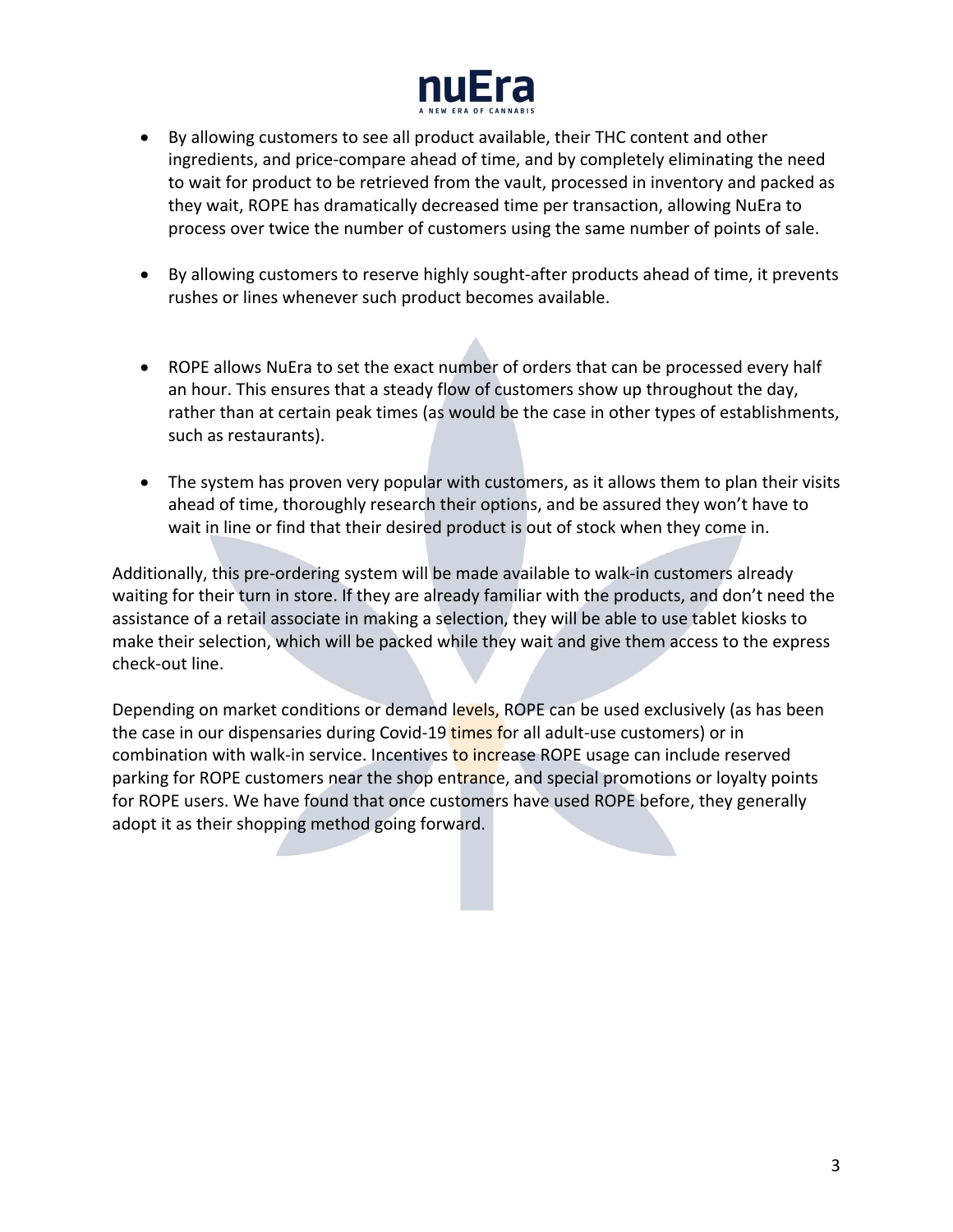- By allowing customers to see all product available, their THC content and other ingredients, and price-compare ahead of time, and by completely eliminating the need to wait for product to be retrieved from the vault, processed in inventory and packed as they wait, ROPE has dramatically decreased time per transaction, allowing NuEra to process over twice the number of customers using the same number of points of sale.

- By allowing customers to reserve highly sought-after products ahead of time, it prevents rushes or lines whenever such product becomes available.

- ROPE allows NuEra to set the exact number of orders that can be processed every half an hour. This ensures that a steady flow of customers show up throughout the day, rather than at certain peak times (as would be the case in other types of establishments, such as restaurants).

- The system has proven very popular with customers, as it allows them to plan their visits ahead of time, thoroughly research their options, and be assured they won't have to wait in line or find that their desired product is out of stock when they come in.

Additionally, this pre-ordering system will be made available to walk-in customers already waiting for their turn in store. If they are already familiar with the products, and don't need the assistance of a retail associate in making a selection, they will be able to use tablet kiosks to make their selection, which will be packed while they wait and give them access to the express check-out line.

Depending on market conditions or demand levels, ROPE can be used exclusively (as has been the case in our dispensaries during Covid-19 times for all adult-use customers) or in combination with walk-in service. Incentives to increase ROPE usage can include reserved parking for ROPE customers near the shop entrance, and special promotions or loyalty points for ROPE users. We have found that once customers have used ROPE before, they generally adopt it as their shopping method going forward.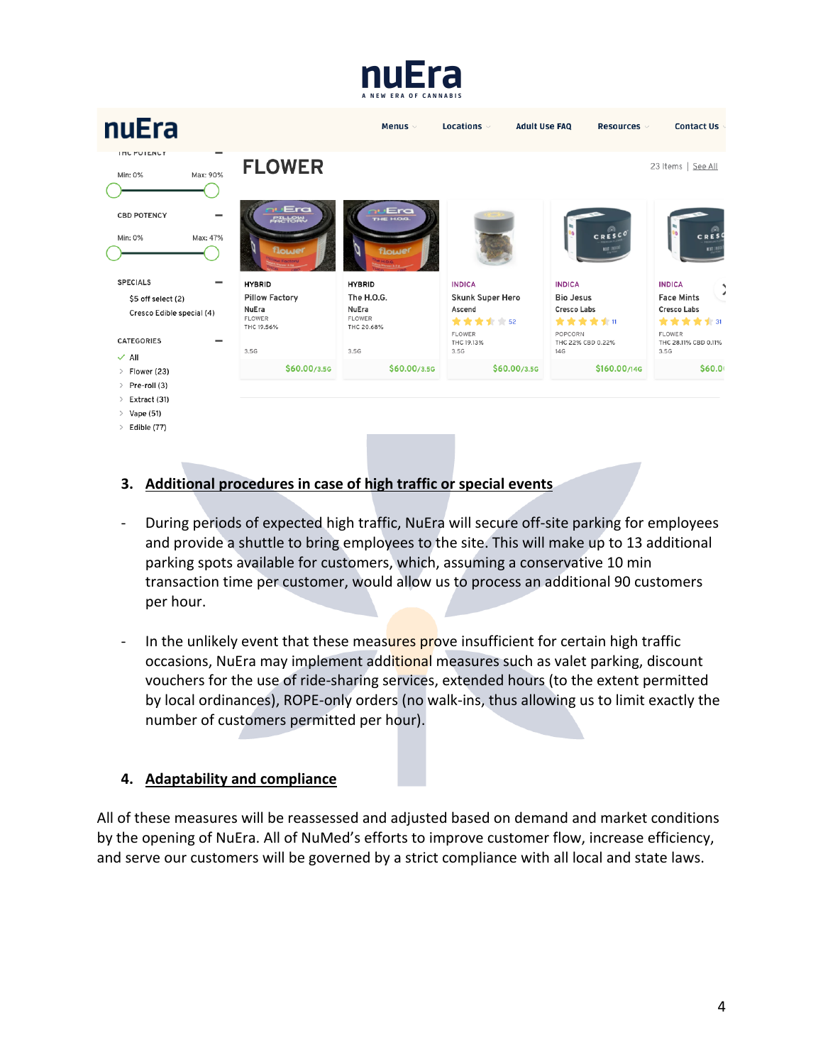### 3. Additional procedures in case of high traffic or special events

- During periods of expected high traffic, NuEra will secure off-site parking for employees and provide a shuttle to bring employees to the site. This will make up to 13 additional parking spots available for customers, which, assuming a conservative 10 min transaction time per customer, would allow us to process an additional 90 customers per hour.

- In the unlikely event that these measures prove insufficient for certain high traffic occasions, NuEra may implement additional measures such as valet parking, discount vouchers for the use of ride-sharing services, extended hours (to the extent permitted by local ordinances), ROPE-only orders (no walk-ins, thus allowing us to limit exactly the number of customers permitted per hour).

### 4. Adaptability and compliance

All of these measures will be reassessed and adjusted based on demand and market conditions by the opening of NuEra. All of NuMed's efforts to improve customer flow, increase efficiency, and serve our customers will be governed by a strict compliance with all local and state laws.